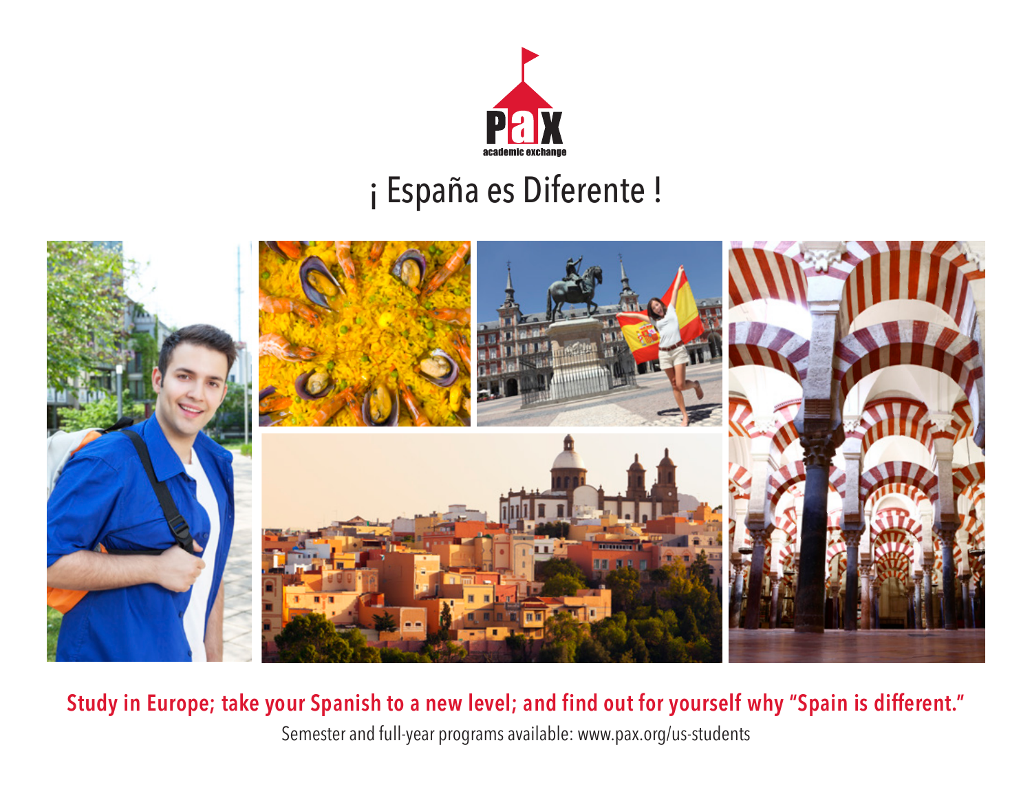PAX academic exchange

# ¡ España es Diferente !

**Study in Europe; take your Spanish to a new level; and find out for yourself why “Spain is different.”**

Semester and full-year programs available: www.pax.org/us-students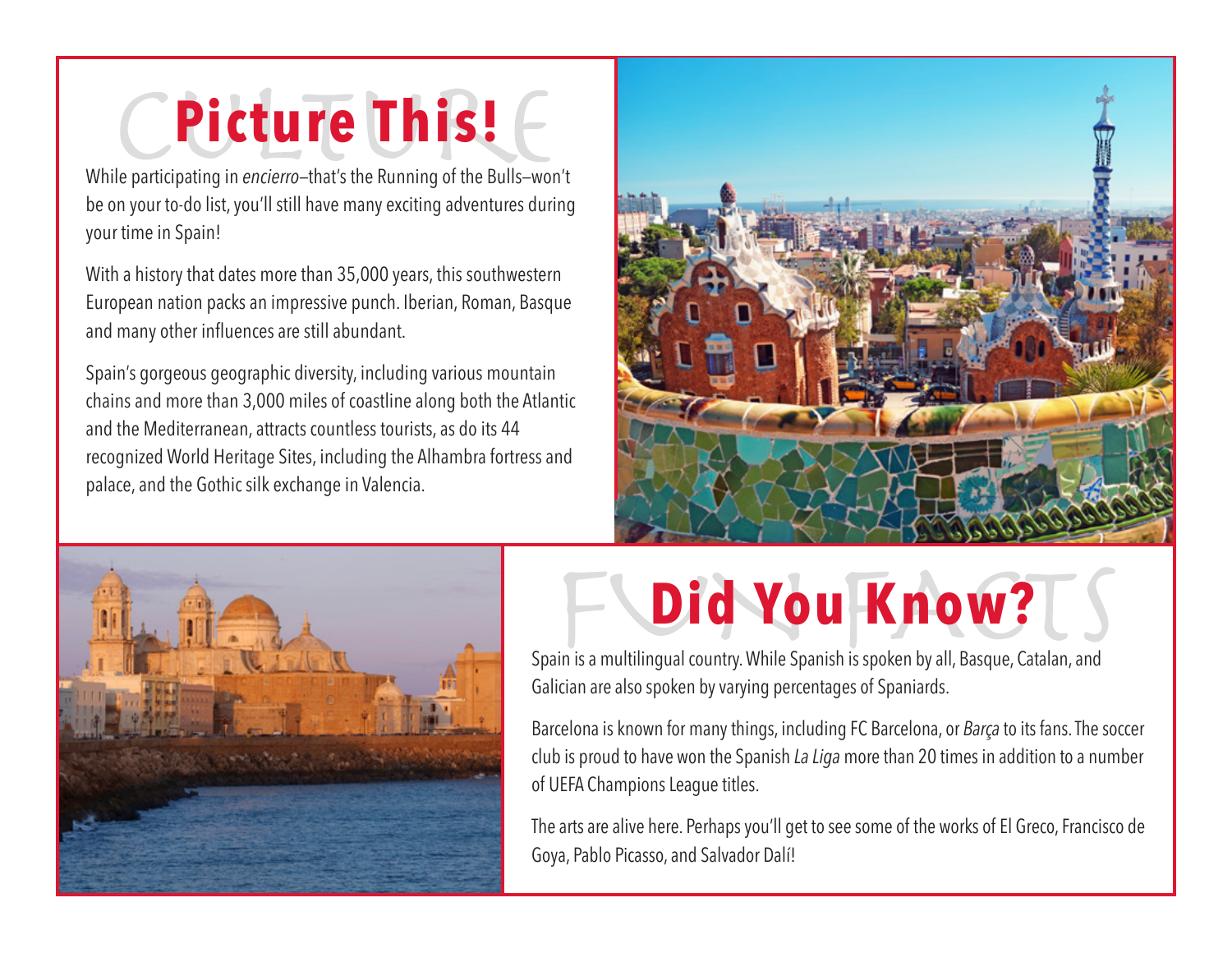# Picture This!

While participating in *encierro*—that's the Running of the Bulls—won't be on your to-do list, you'll still have many exciting adventures during your time in Spain!

With a history that dates more than 35,000 years, this southwestern European nation packs an impressive punch. Iberian, Roman, Basque and many other influences are still abundant.

Spain's gorgeous geographic diversity, including various mountain chains and more than 3,000 miles of coastline along both the Atlantic and the Mediterranean, attracts countless tourists, as do its 44 recognized World Heritage Sites, including the Alhambra fortress and palace, and the Gothic silk exchange in Valencia.

# Did You Know?

Spain is a multilingual country. While Spanish is spoken by all, Basque, Catalan, and Galician are also spoken by varying percentages of Spaniards.

Barcelona is known for many things, including FC Barcelona, or *Barça* to its fans. The soccer club is proud to have won the Spanish *La Liga* more than 20 times in addition to a number of UEFA Champions League titles.

The arts are alive here. Perhaps you'll get to see some of the works of El Greco, Francisco de Goya, Pablo Picasso, and Salvador Dalí!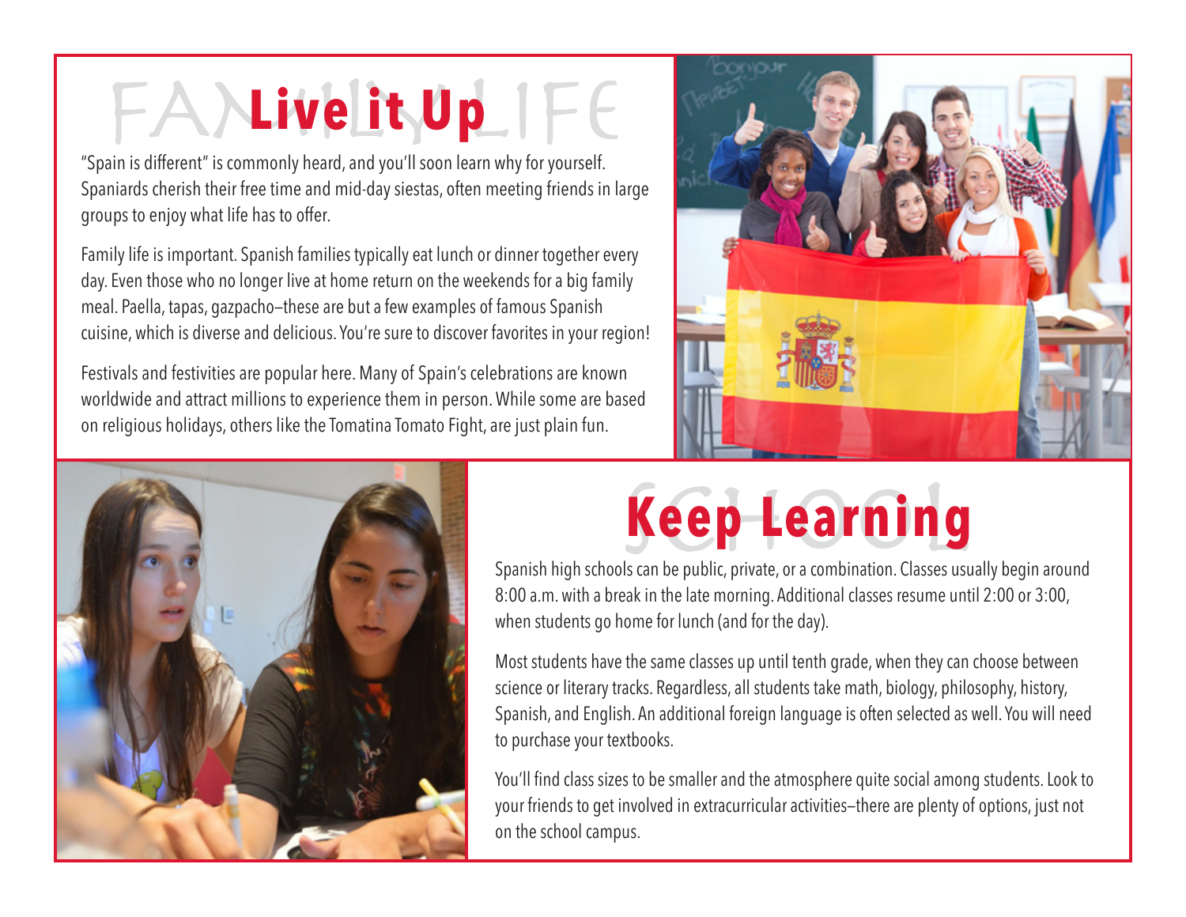# Live it Up

"Spain is different" is commonly heard, and you'll soon learn why for yourself. Spaniards cherish their free time and mid-day siestas, often meeting friends in large groups to enjoy what life has to offer.

Family life is important. Spanish families typically eat lunch or dinner together every day. Even those who no longer live at home return on the weekends for a big family meal. Paella, tapas, gazpacho—these are but a few examples of famous Spanish cuisine, which is diverse and delicious. You're sure to discover favorites in your region!

Festivals and festivities are popular here. Many of Spain's celebrations are known worldwide and attract millions to experience them in person. While some are based on religious holidays, others like the Tomatina Tomato Fight, are just plain fun.

# Keep Learning

Spanish high schools can be public, private, or a combination. Classes usually begin around 8:00 a.m. with a break in the late morning. Additional classes resume until 2:00 or 3:00, when students go home for lunch (and for the day).

Most students have the same classes up until tenth grade, when they can choose between science or literary tracks. Regardless, all students take math, biology, philosophy, history, Spanish, and English. An additional foreign language is often selected as well. You will need to purchase your textbooks.

You'll find class sizes to be smaller and the atmosphere quite social among students. Look to your friends to get involved in extracurricular activities—there are plenty of options, just not on the school campus.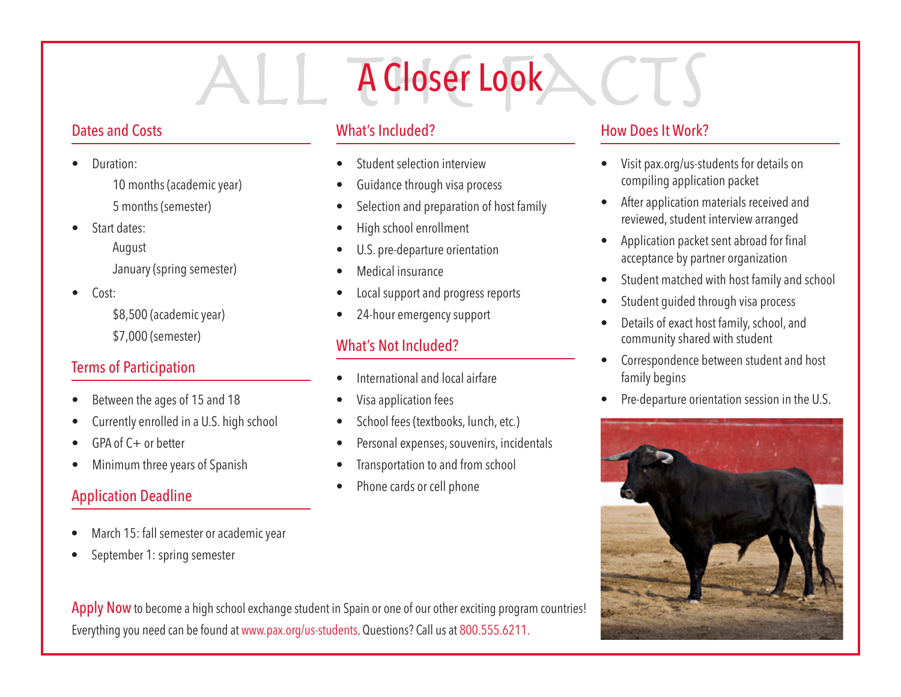# A Closer Look

## Dates and Costs

- Duration:
  - 10 months (academic year)
  - 5 months (semester)
- Start dates:
  - August
  - January (spring semester)
- Cost:
  - $8,500 (academic year)
  - $7,000 (semester)

## Terms of Participation

- Between the ages of 15 and 18
- Currently enrolled in a U.S. high school
- GPA of C+ or better
- Minimum three years of Spanish

## Application Deadline

- March 15: fall semester or academic year
- September 1: spring semester

## What's Included?

- Student selection interview
- Guidance through visa process
- Selection and preparation of host family
- High school enrollment
- U.S. pre-departure orientation
- Medical insurance
- Local support and progress reports
- 24-hour emergency support

## What's Not Included?

- International and local airfare
- Visa application fees
- School fees (textbooks, lunch, etc.)
- Personal expenses, souvenirs, incidentals
- Transportation to and from school
- Phone cards or cell phone

## How Does It Work?

- Visit pax.org/us-students for details on compiling application packet
- After application materials received and reviewed, student interview arranged
- Application packet sent abroad for final acceptance by partner organization
- Student matched with host family and school
- Student guided through visa process
- Details of exact host family, school, and community shared with student
- Correspondence between student and host family begins
- Pre-departure orientation session in the U.S.

**Apply Now** to become a high school exchange student in Spain or one of our other exciting program countries! Everything you need can be found at www.pax.org/us-students. Questions? Call us at 800.555.6211.